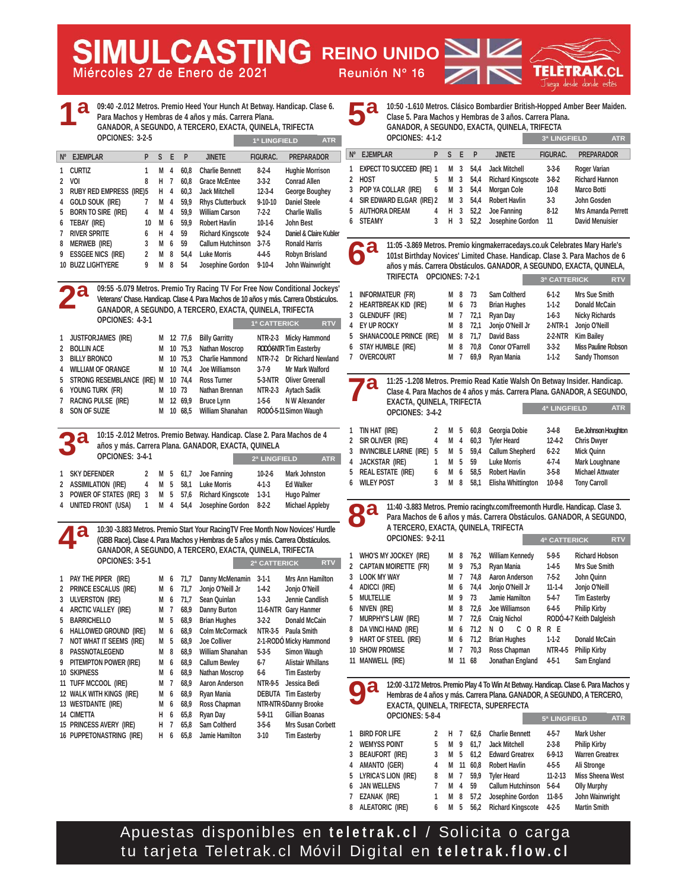# SIMULCASTING REINO UNIDO

Miércoles 27 de Enero de 2021 — Reunión Nº 16

TELETRAK.CL — Juega desde donde estés

## 1ª

09:40 -2.012 Metros. Premio Heed Your Hunch At Betway. Handicap. Clase 6. Para Machos y Hembras de 4 años y más. Carrera Plana.
GANADOR, A SEGUNDO, A TERCERO, EXACTA, QUINELA, TRIFECTA
OPCIONES: 3-2-5

1ª LINGFIELD — ATR

| Nº | EJEMPLAR | P | S | E | P | JINETE | FIGURAC. | PREPARADOR |
|---|---|---|---|---|---|---|---|---|
| 1 | CURTIZ | 1 | M | 4 | 60,8 | Charlie Bennett | 8-2-4 | Hughie Morrison |
| 2 | VOI | 8 | H | 7 | 60,8 | Grace McEntee | 3-3-2 | Conrad Allen |
| 3 | RUBY RED EMPRESS (IRE) | 5 | H | 4 | 60,3 | Jack Mitchell | 12-3-4 | George Boughey |
| 4 | GOLD SOUK (IRE) | 7 | M | 4 | 59,9 | Rhys Clutterbuck | 9-10-10 | Daniel Steele |
| 5 | BORN TO SIRE (IRE) | 4 | M | 4 | 59,9 | William Carson | 7-2-2 | Charlie Wallis |
| 6 | TEBAY (IRE) | 10 | M | 6 | 59,9 | Robert Havlin | 10-1-6 | John Best |
| 7 | RIVER SPRITE | 6 | H | 4 | 59 | Richard Kingscote | 9-2-4 | Daniel & Claire Kubler |
| 8 | MERWEB (IRE) | 3 | M | 6 | 59 | Callum Hutchinson | 3-7-5 | Ronald Harris |
| 9 | ESSGEE NICS (IRE) | 2 | M | 8 | 54,4 | Luke Morris | 4-4-5 | Robyn Brisland |
| 10 | BUZZ LIGHTYERE | 9 | M | 8 | 54 | Josephine Gordon | 9-10-4 | John Wainwright |

## 2ª

09:55 -5.079 Metros. Premio Try Racing TV For Free Now Conditional Jockeys' Veterans' Chase. Handicap. Clase 4. Para Machos de 10 años y más. Carrera Obstáculos.
GANADOR, A SEGUNDO, A TERCERO, EXACTA, QUINELA, TRIFECTA
OPCIONES: 4-3-1

1ª CATTERICK — RTV

| Nº | EJEMPLAR | S | E | P | JINETE | FIGURAC. | PREPARADOR |
|---|---|---|---|---|---|---|---|
| 1 | JUSTFORJAMES (IRE) | M | 12 | 77,6 | Billy Garritty | NTR-2-3 | Micky Hammond |
| 2 | BOLLIN ACE | M | 10 | 75,3 | Nathan Moscrop | RODÓ-6-NTR | Tim Easterby |
| 3 | BILLY BRONCO | M | 10 | 75,3 | Charlie Hammond | NTR-7-2 | Dr Richard Newland |
| 4 | WILLIAM OF ORANGE | M | 10 | 74,4 | Joe Williamson | 3-7-9 | Mr Mark Walford |
| 5 | STRONG RESEMBLANCE (IRE) | M | 10 | 74,4 | Ross Turner | 5-3-NTR | Oliver Greenall |
| 6 | YOUNG TURK (FR) | M | 10 | 73 | Nathan Brennan | NTR-2-3 | Aytach Sadik |
| 7 | RACING PULSE (IRE) | M | 12 | 69,9 | Bruce Lynn | 1-5-6 | N W Alexander |
| 8 | SON OF SUZIE | M | 10 | 68,5 | William Shanahan | RODÓ-5-11 | Simon Waugh |

## 3ª

10:15 -2.012 Metros. Premio Betway. Handicap. Clase 2. Para Machos de 4 años y más. Carrera Plana. GANADOR, EXACTA, QUINELA
OPCIONES: 3-4-1

2ª LINGFIELD — ATR

| Nº | EJEMPLAR | P | S | E | P | JINETE | FIGURAC. | PREPARADOR |
|---|---|---|---|---|---|---|---|---|
| 1 | SKY DEFENDER | 2 | M | 5 | 61,7 | Joe Fanning | 10-2-6 | Mark Johnston |
| 2 | ASSIMILATION (IRE) | 4 | M | 5 | 58,1 | Luke Morris | 4-1-3 | Ed Walker |
| 3 | POWER OF STATES (IRE) | 3 | M | 5 | 57,6 | Richard Kingscote | 1-3-1 | Hugo Palmer |
| 4 | UNITED FRONT (USA) | 1 | M | 4 | 54,4 | Josephine Gordon | 8-2-2 | Michael Appleby |

## 4ª

10:30 -3.883 Metros. Premio Start Your RacingTV Free Month Now Novices' Hurdle (GBB Race). Clase 4. Para Machos y Hembras de 5 años y más. Carrera Obstáculos.
GANADOR, A SEGUNDO, A TERCERO, EXACTA, QUINELA, TRIFECTA
OPCIONES: 3-5-1

2ª CATTERICK — RTV

| Nº | EJEMPLAR | S | E | P | JINETE | FIGURAC. | PREPARADOR |
|---|---|---|---|---|---|---|---|
| 1 | PAY THE PIPER (IRE) | M | 6 | 71,7 | Danny McMenamin | 3-1-1 | Mrs Ann Hamilton |
| 2 | PRINCE ESCALUS (IRE) | M | 6 | 71,7 | Jonjo O'Neill Jr | 1-4-2 | Jonjo O'Neill |
| 3 | ULVERSTON (IRE) | M | 6 | 71,7 | Sean Quinlan | 1-3-3 | Jennie Candlish |
| 4 | ARCTIC VALLEY (IRE) | M | 7 | 68,9 | Danny Burton | 11-6-NTR | Gary Hanmer |
| 5 | BARRICHELLO | M | 5 | 68,9 | Brian Hughes | 3-2-2 | Donald McCain |
| 6 | HALLOWED GROUND (IRE) | M | 6 | 68,9 | Colm McCormack | NTR-3-5 | Paula Smith |
| 7 | NOT WHAT IT SEEMS (IRE) | M | 5 | 68,9 | Joe Colliver | 2-1-RODÓ | Micky Hammond |
| 8 | PASSNOTALEGEND | M | 8 | 68,9 | William Shanahan | 5-3-5 | Simon Waugh |
| 9 | PITEMPTON POWER (IRE) | M | 6 | 68,9 | Callum Bewley | 6-7 | Alistair Whillans |
| 10 | SKIPNESS | M | 6 | 68,9 | Nathan Moscrop | 6-6 | Tim Easterby |
| 11 | TUFF MCCOOL (IRE) | M | 7 | 68,9 | Aaron Anderson | NTR-9-5 | Jessica Bedi |
| 12 | WALK WITH KINGS (IRE) | M | 6 | 68,9 | Ryan Mania | DEBUTA | Tim Easterby |
| 13 | WESTDANTE (IRE) | M | 6 | 68,9 | Ross Chapman | NTR-NTR-5 | Danny Brooke |
| 14 | CIMETTA | H | 6 | 65,8 | Ryan Day | 5-9-11 | Gillian Boanas |
| 15 | PRINCESS AVERY (IRE) | H | 7 | 65,8 | Sam Coltherd | 3-5-6 | Mrs Susan Corbett |
| 16 | PUPPETONASTRING (IRE) | H | 6 | 65,8 | Jamie Hamilton | 3-10 | Tim Easterby |

## 5ª

10:50 -1.610 Metros. Clásico Bombardier British-Hopped Amber Beer Maiden. Clase 5. Para Machos y Hembras de 3 años. Carrera Plana.
GANADOR, A SEGUNDO, A TERCERO, EXACTA, QUINELA, TRIFECTA
OPCIONES: 4-1-2

3ª LINGFIELD — ATR

| Nº | EJEMPLAR | P | S | E | P | JINETE | FIGURAC. | PREPARADOR |
|---|---|---|---|---|---|---|---|---|
| 1 | EXPECT TO SUCCEED (IRE) | 1 | M | 3 | 54,4 | Jack Mitchell | 3-3-6 | Roger Varian |
| 2 | HOST | 5 | M | 3 | 54,4 | Richard Kingscote | 3-8-2 | Richard Hannon |
| 3 | POP YA COLLAR (IRE) | 6 | M | 3 | 54,4 | Morgan Cole | 10-8 | Marco Botti |
| 4 | SIR EDWARD ELGAR (IRE) | 2 | M | 3 | 54,4 | Robert Havlin | 3-3 | John Gosden |
| 5 | AUTHORA DREAM | 4 | H | 3 | 52,2 | Joe Fanning | 8-12 | Mrs Amanda Perrett |
| 6 | STEAMY | 3 | H | 3 | 52,2 | Josephine Gordon | 11 | David Menuisier |

## 6ª

11:05 -3.869 Metros. Premio kingmakerracedays.co.uk Celebrates Mary Harle's 101st Birthday Novices' Limited Chase. Handicap. Clase 3. Para Machos de 6 años y más. Carrera Obstáculos. GANADOR, A SEGUNDO, EXACTA, QUINELA, TRIFECTA
OPCIONES: 7-2-1

3ª CATTERICK — RTV

| Nº | EJEMPLAR | S | E | P | JINETE | FIGURAC. | PREPARADOR |
|---|---|---|---|---|---|---|---|
| 1 | INFORMATEUR (FR) | M | 8 | 73 | Sam Coltherd | 6-1-2 | Mrs Sue Smith |
| 2 | HEARTBREAK KID (IRE) | M | 6 | 73 | Brian Hughes | 1-1-2 | Donald McCain |
| 3 | GLENDUFF (IRE) | M | 7 | 72,1 | Ryan Day | 1-6-3 | Nicky Richards |
| 4 | EY UP ROCKY | M | 8 | 72,1 | Jonjo O'Neill Jr | 2-NTR-1 | Jonjo O'Neill |
| 5 | SHANACOOLE PRINCE (IRE) | M | 8 | 71,7 | David Bass | 2-2-NTR | Kim Bailey |
| 6 | STAY HUMBLE (IRE) | M | 8 | 70,8 | Conor O'Farrell | 3-3-2 | Miss Pauline Robson |
| 7 | OVERCOURT | M | 7 | 69,9 | Ryan Mania | 1-1-2 | Sandy Thomson |

## 7ª

11:25 -1.208 Metros. Premio Read Katie Walsh On Betway Insider. Handicap. Clase 4. Para Machos de 4 años y más. Carrera Plana. GANADOR, A SEGUNDO, EXACTA, QUINELA, TRIFECTA
OPCIONES: 3-4-2

4ª LINGFIELD — ATR

| Nº | EJEMPLAR | P | S | E | P | JINETE | FIGURAC. | PREPARADOR |
|---|---|---|---|---|---|---|---|---|
| 1 | TIN HAT (IRE) | 2 | M | 5 | 60,8 | Georgia Dobie | 3-4-8 | Eve Johnson Houghton |
| 2 | SIR OLIVER (IRE) | 4 | M | 4 | 60,3 | Tyler Heard | 12-4-2 | Chris Dwyer |
| 3 | INVINCIBLE LARNE (IRE) | 5 | M | 5 | 59,4 | Callum Shepherd | 6-2-2 | Mick Quinn |
| 4 | JACKSTAR (IRE) | 1 | M | 5 | 59 | Luke Morris | 4-7-4 | Mark Loughnane |
| 5 | REAL ESTATE (IRE) | 6 | M | 6 | 58,5 | Robert Havlin | 3-5-8 | Michael Attwater |
| 6 | WILEY POST | 3 | M | 8 | 58,1 | Elisha Whittington | 10-9-8 | Tony Carroll |

## 8ª

11:40 -3.883 Metros. Premio racingtv.com/freemonth Hurdle. Handicap. Clase 3. Para Machos de 6 años y más. Carrera Obstáculos. GANADOR, A SEGUNDO, A TERCERO, EXACTA, QUINELA, TRIFECTA
OPCIONES: 9-2-11

4ª CATTERICK — RTV

| Nº | EJEMPLAR | S | E | P | JINETE | FIGURAC. | PREPARADOR |
|---|---|---|---|---|---|---|---|
| 1 | WHO'S MY JOCKEY (IRE) | M | 8 | 76,2 | William Kennedy | 5-9-5 | Richard Hobson |
| 2 | CAPTAIN MOIRETTE (FR) | M | 9 | 75,3 | Ryan Mania | 1-4-5 | Mrs Sue Smith |
| 3 | LOOK MY WAY | M | 7 | 74,8 | Aaron Anderson | 7-5-2 | John Quinn |
| 4 | ADICCI (IRE) | M | 6 | 74,4 | Jonjo O'Neill Jr | 11-1-4 | Jonjo O'Neill |
| 5 | MULTELLIE | M | 9 | 73 | Jamie Hamilton | 5-4-7 | Tim Easterby |
| 6 | NIVEN (IRE) | M | 8 | 72,6 | Joe Williamson | 6-4-5 | Philip Kirby |
| 7 | MURPHY'S LAW (IRE) | M | 7 | 72,6 | Craig Nichol | RODÓ-4-7 | Keith Dalgleish |
| 8 | DA VINCI HAND (IRE) | M | 6 | 71,2 | N O C O R R E | | |
| 9 | HART OF STEEL (IRE) | M | 6 | 71,2 | Brian Hughes | 1-1-2 | Donald McCain |
| 10 | SHOW PROMISE | M | 7 | 70,3 | Ross Chapman | NTR-4-5 | Philip Kirby |
| 11 | MANWELL (IRE) | M | 11 | 68 | Jonathan England | 4-5-1 | Sam England |

## 9ª

12:00 -3.172 Metros. Premio Play 4 To Win At Betway. Handicap. Clase 6. Para Machos y Hembras de 4 años y más. Carrera Plana. GANADOR, A SEGUNDO, A TERCERO, EXACTA, QUINELA, TRIFECTA, SUPERFECTA
OPCIONES: 5-8-4

5ª LINGFIELD — ATR

| Nº | EJEMPLAR | P | S | E | P | JINETE | FIGURAC. | PREPARADOR |
|---|---|---|---|---|---|---|---|---|
| 1 | BIRD FOR LIFE | 2 | H | 7 | 62,6 | Charlie Bennett | 4-5-7 | Mark Usher |
| 2 | WEMYSS POINT | 5 | M | 9 | 61,7 | Jack Mitchell | 2-3-8 | Philip Kirby |
| 3 | BEAUFORT (IRE) | 3 | M | 5 | 61,2 | Edward Greatrex | 6-9-13 | Warren Greatrex |
| 4 | AMANTO (GER) | 4 | M | 11 | 60,8 | Robert Havlin | 4-5-5 | Ali Stronge |
| 5 | LYRICA'S LION (IRE) | 8 | M | 7 | 59,9 | Tyler Heard | 11-2-13 | Miss Sheena West |
| 6 | JAN WELLENS | 7 | M | 4 | 59 | Callum Hutchinson | 5-6-4 | Olly Murphy |
| 7 | EZANAK (IRE) | 1 | M | 8 | 57,2 | Josephine Gordon | 11-8-5 | John Wainwright |
| 8 | ALEATORIC (IRE) | 6 | M | 5 | 56,2 | Richard Kingscote | 4-2-5 | Martin Smith |

Apuestas disponibles en **teletrak.cl** / Solicita o carga tu tarjeta Teletrak.cl Móvil Digital en **teletrak.flow.cl**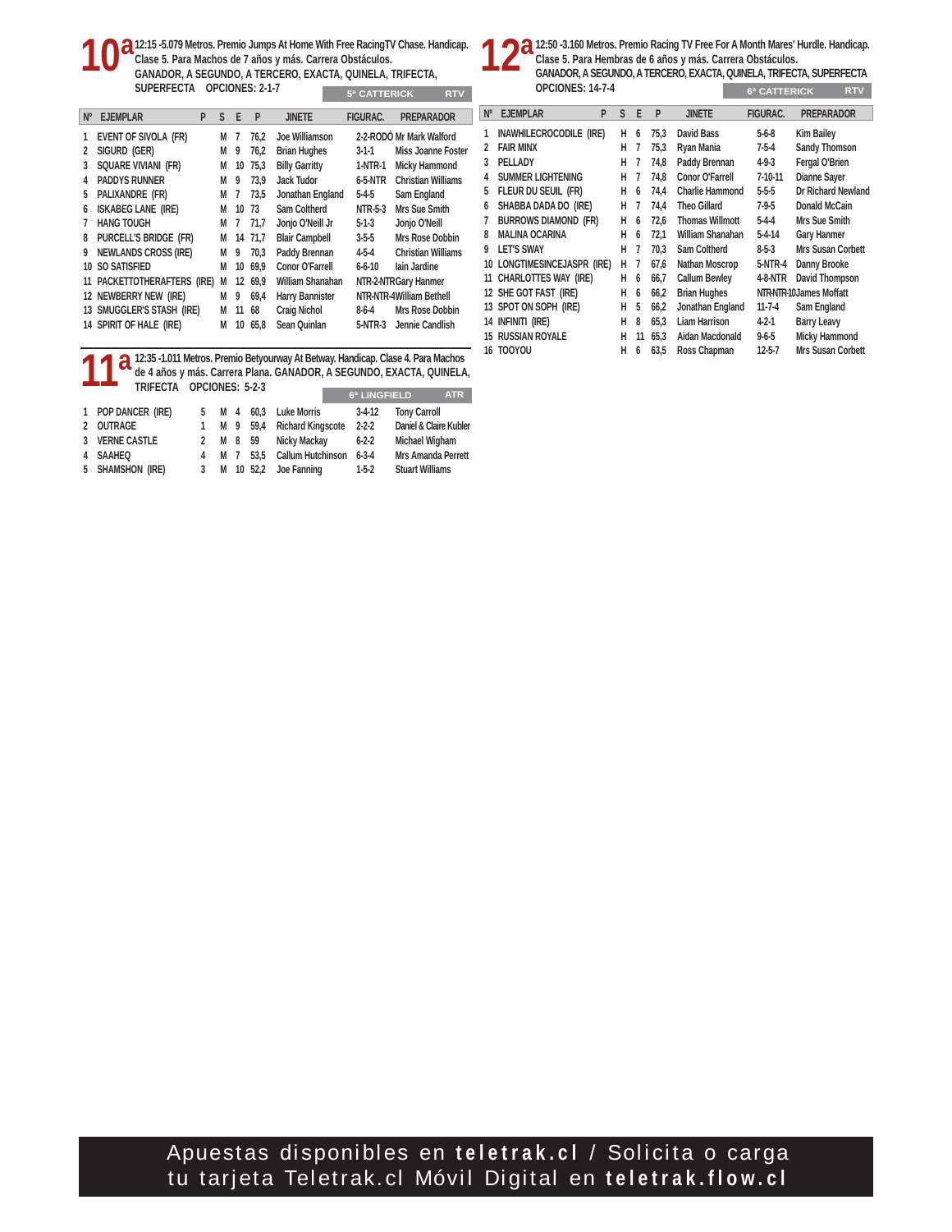## 10ª

12:15 -5.079 Metros. Premio Jumps At Home With Free RacingTV Chase. Handicap. Clase 5. Para Machos de 7 años y más. Carrera Obstáculos. GANADOR, A SEGUNDO, A TERCERO, EXACTA, QUINELA, TRIFECTA, SUPERFECTA OPCIONES: 2-1-7

5ª CATTERICK RTV

| Nº | EJEMPLAR | P | S | E | P | JINETE | FIGURAC. | PREPARADOR |
|---|---|---|---|---|---|---|---|---|
| 1 | EVENT OF SIVOLA (FR) | | M | 7 | 76,2 | Joe Williamson | 2-2-RODÓ | Mr Mark Walford |
| 2 | SIGURD (GER) | | M | 9 | 76,2 | Brian Hughes | 3-1-1 | Miss Joanne Foster |
| 3 | SQUARE VIVIANI (FR) | | M | 10 | 75,3 | Billy Garritty | 1-NTR-1 | Micky Hammond |
| 4 | PADDYS RUNNER | | M | 9 | 73,9 | Jack Tudor | 6-5-NTR | Christian Williams |
| 5 | PALIXANDRE (FR) | | M | 7 | 73,5 | Jonathan England | 5-4-5 | Sam England |
| 6 | ISKABEG LANE (IRE) | | M | 10 | 73 | Sam Coltherd | NTR-5-3 | Mrs Sue Smith |
| 7 | HANG TOUGH | | M | 7 | 71,7 | Jonjo O'Neill Jr | 5-1-3 | Jonjo O'Neill |
| 8 | PURCELL'S BRIDGE (FR) | | M | 14 | 71,7 | Blair Campbell | 3-5-5 | Mrs Rose Dobbin |
| 9 | NEWLANDS CROSS (IRE) | | M | 9 | 70,3 | Paddy Brennan | 4-5-4 | Christian Williams |
| 10 | SO SATISFIED | | M | 10 | 69,9 | Conor O'Farrell | 6-6-10 | Iain Jardine |
| 11 | PACKETTOTHERAFTERS (IRE) | | M | 12 | 69,9 | William Shanahan | NTR-2-NTR | Gary Hanmer |
| 12 | NEWBERRY NEW (IRE) | | M | 9 | 69,4 | Harry Bannister | NTR-NTR-4 | William Bethell |
| 13 | SMUGGLER'S STASH (IRE) | | M | 11 | 68 | Craig Nichol | 8-6-4 | Mrs Rose Dobbin |
| 14 | SPIRIT OF HALE (IRE) | | M | 10 | 65,8 | Sean Quinlan | 5-NTR-3 | Jennie Candlish |

## 11ª

12:35 -1.011 Metros. Premio Betyourway At Betway. Handicap. Clase 4. Para Machos de 4 años y más. Carrera Plana. GANADOR, A SEGUNDO, EXACTA, QUINELA, TRIFECTA OPCIONES: 5-2-3

6ª LINGFIELD ATR

| Nº | EJEMPLAR | P | S | E | P | JINETE | FIGURAC. | PREPARADOR |
|---|---|---|---|---|---|---|---|---|
| 1 | POP DANCER (IRE) | 5 | M | 4 | 60,3 | Luke Morris | 3-4-12 | Tony Carroll |
| 2 | OUTRAGE | 1 | M | 9 | 59,4 | Richard Kingscote | 2-2-2 | Daniel & Claire Kubler |
| 3 | VERNE CASTLE | 2 | M | 8 | 59 | Nicky Mackay | 6-2-2 | Michael Wigham |
| 4 | SAAHEQ | 4 | M | 7 | 53,5 | Callum Hutchinson | 6-3-4 | Mrs Amanda Perrett |
| 5 | SHAMSHON (IRE) | 3 | M | 10 | 52,2 | Joe Fanning | 1-5-2 | Stuart Williams |

## 12ª

12:50 -3.160 Metros. Premio Racing TV Free For A Month Mares' Hurdle. Handicap. Clase 5. Para Hembras de 6 años y más. Carrera Obstáculos. GANADOR, A SEGUNDO, A TERCERO, EXACTA, QUINELA, TRIFECTA, SUPERFECTA OPCIONES: 14-7-4

6ª CATTERICK RTV

| Nº | EJEMPLAR | P | S | E | P | JINETE | FIGURAC. | PREPARADOR |
|---|---|---|---|---|---|---|---|---|
| 1 | INAWHILECROCODILE (IRE) | | H | 6 | 75,3 | David Bass | 5-6-8 | Kim Bailey |
| 2 | FAIR MINX | | H | 7 | 75,3 | Ryan Mania | 7-5-4 | Sandy Thomson |
| 3 | PELLADY | | H | 7 | 74,8 | Paddy Brennan | 4-9-3 | Fergal O'Brien |
| 4 | SUMMER LIGHTENING | | H | 7 | 74,8 | Conor O'Farrell | 7-10-11 | Dianne Sayer |
| 5 | FLEUR DU SEUIL (FR) | | H | 6 | 74,4 | Charlie Hammond | 5-5-5 | Dr Richard Newland |
| 6 | SHABBA DADA DO (IRE) | | H | 7 | 74,4 | Theo Gillard | 7-9-5 | Donald McCain |
| 7 | BURROWS DIAMOND (FR) | | H | 6 | 72,6 | Thomas Willmott | 5-4-4 | Mrs Sue Smith |
| 8 | MALINA OCARINA | | H | 6 | 72,1 | William Shanahan | 5-4-14 | Gary Hanmer |
| 9 | LET'S SWAY | | H | 7 | 70,3 | Sam Coltherd | 8-5-3 | Mrs Susan Corbett |
| 10 | LONGTIMESINCEJASPR (IRE) | | H | 7 | 67,6 | Nathan Moscrop | 5-NTR-4 | Danny Brooke |
| 11 | CHARLOTTES WAY (IRE) | | H | 6 | 66,7 | Callum Bewley | 4-8-NTR | David Thompson |
| 12 | SHE GOT FAST (IRE) | | H | 6 | 66,2 | Brian Hughes | NTR-NTR-10 | James Moffatt |
| 13 | SPOT ON SOPH (IRE) | | H | 5 | 66,2 | Jonathan England | 11-7-4 | Sam England |
| 14 | INFINITI (IRE) | | H | 8 | 65,3 | Liam Harrison | 4-2-1 | Barry Leavy |
| 15 | RUSSIAN ROYALE | | H | 11 | 65,3 | Aidan Macdonald | 9-6-5 | Micky Hammond |
| 16 | TOOYOU | | H | 6 | 63,5 | Ross Chapman | 12-5-7 | Mrs Susan Corbett |

Apuestas disponibles en **teletrak.cl** / Solicita o carga tu tarjeta Teletrak.cl Móvil Digital en **teletrak.flow.cl**